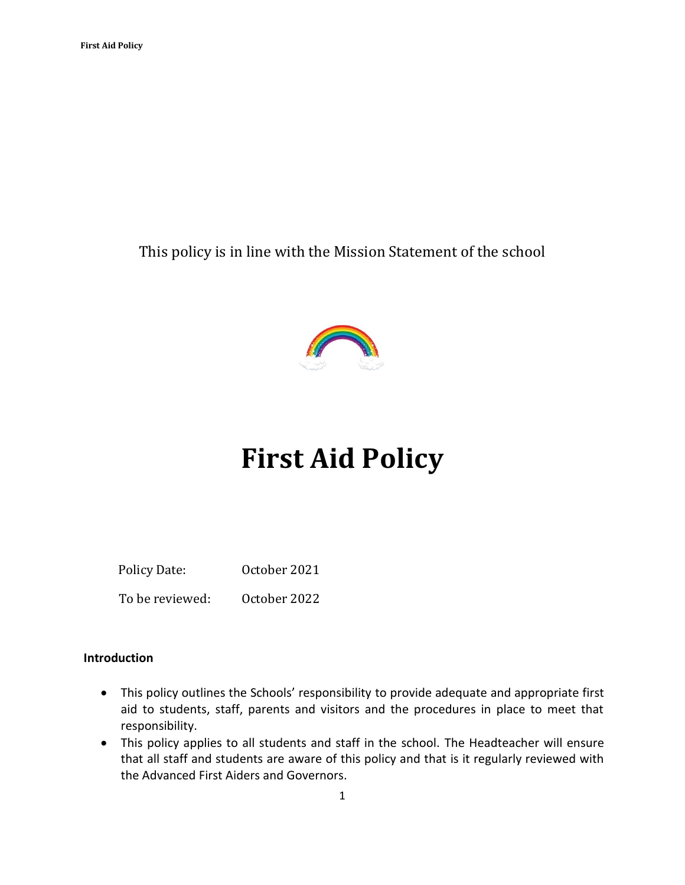This policy is in line with the Mission Statement of the school

# First Aid Policy

Policy Date: October 2021

To be reviewed: October 2022

**Introduction**

- This policy outlines the Schools' responsibility to provide adequate and appropriate first aid to students, staff, parents and visitors and the procedures in place to meet that responsibility.
- This policy applies to all students and staff in the school. The Headteacher will ensure that all staff and students are aware of this policy and that is it regularly reviewed with the Advanced First Aiders and Governors.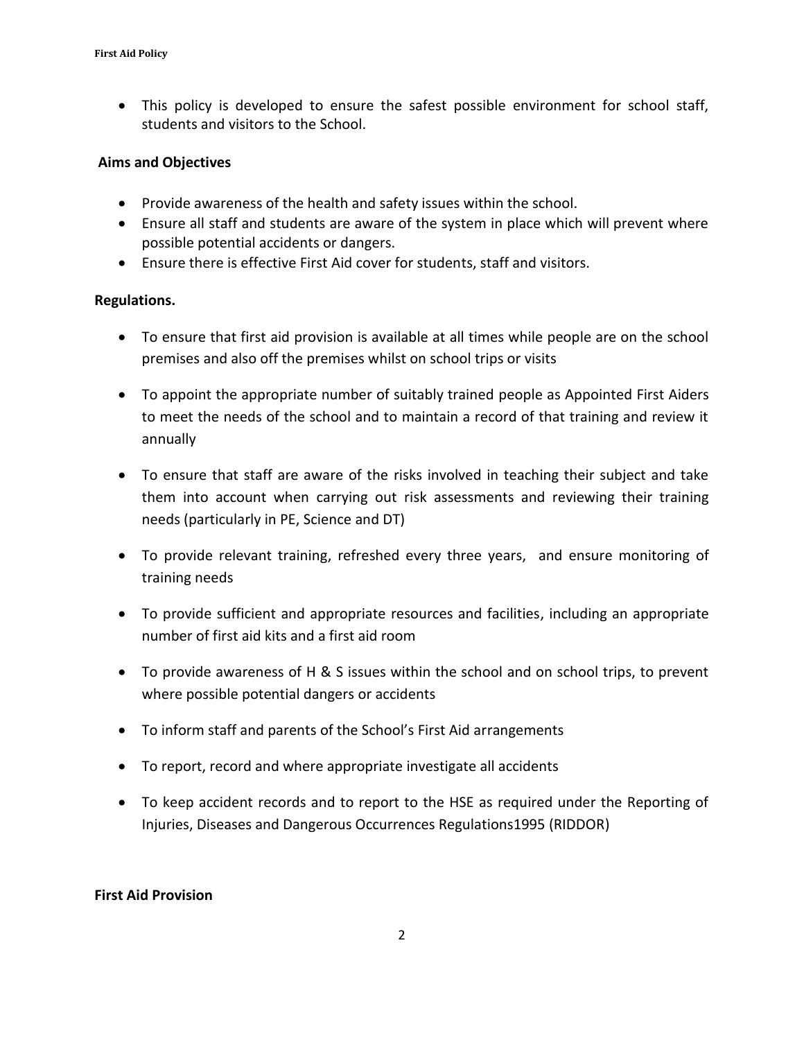- This policy is developed to ensure the safest possible environment for school staff, students and visitors to the School.

**Aims and Objectives**

- Provide awareness of the health and safety issues within the school.
- Ensure all staff and students are aware of the system in place which will prevent where possible potential accidents or dangers.
- Ensure there is effective First Aid cover for students, staff and visitors.

**Regulations.**

- To ensure that first aid provision is available at all times while people are on the school premises and also off the premises whilst on school trips or visits
- To appoint the appropriate number of suitably trained people as Appointed First Aiders to meet the needs of the school and to maintain a record of that training and review it annually
- To ensure that staff are aware of the risks involved in teaching their subject and take them into account when carrying out risk assessments and reviewing their training needs (particularly in PE, Science and DT)
- To provide relevant training, refreshed every three years, and ensure monitoring of training needs
- To provide sufficient and appropriate resources and facilities, including an appropriate number of first aid kits and a first aid room
- To provide awareness of H & S issues within the school and on school trips, to prevent where possible potential dangers or accidents
- To inform staff and parents of the School's First Aid arrangements
- To report, record and where appropriate investigate all accidents
- To keep accident records and to report to the HSE as required under the Reporting of Injuries, Diseases and Dangerous Occurrences Regulations1995 (RIDDOR)

**First Aid Provision**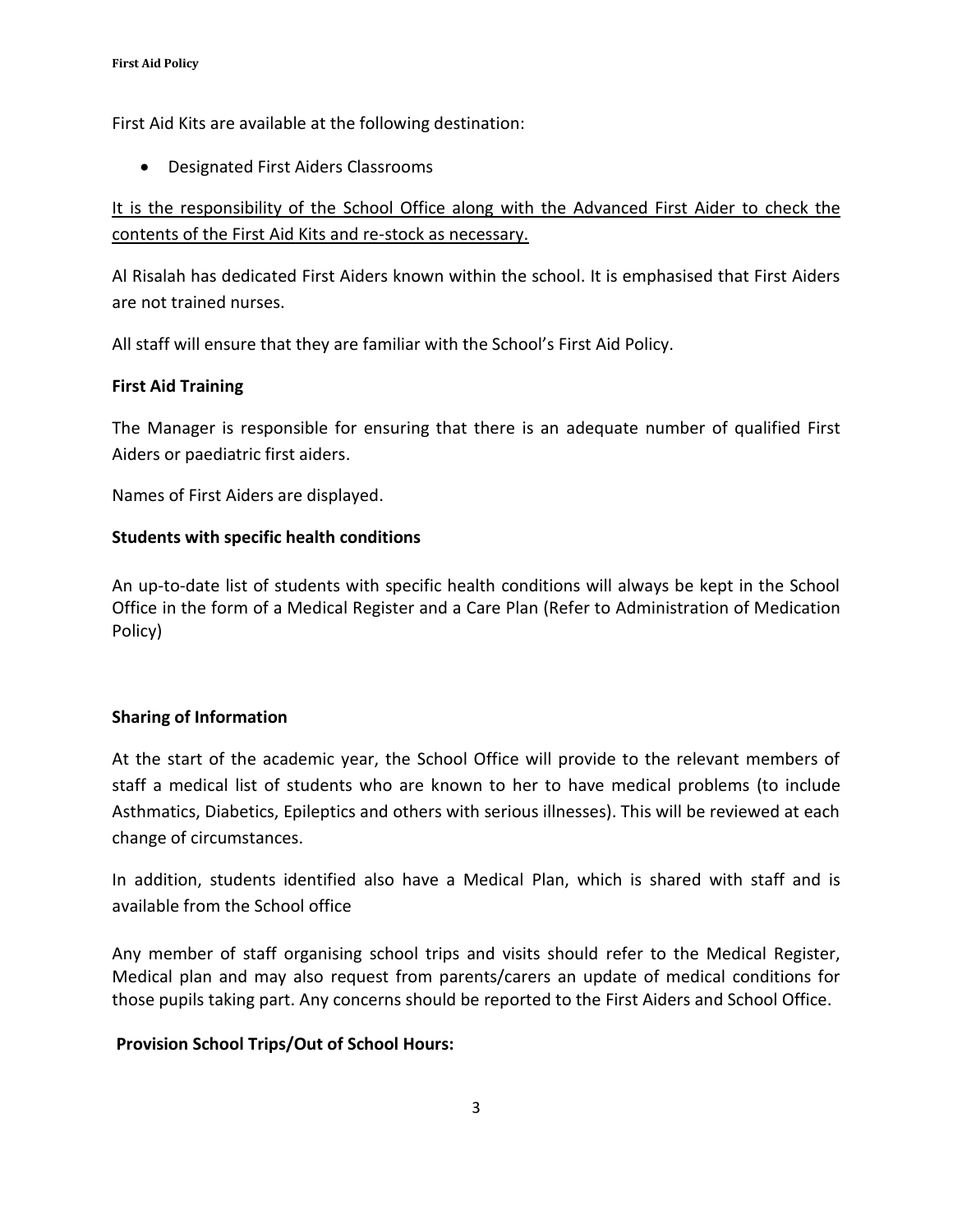First Aid Kits are available at the following destination:

- Designated First Aiders Classrooms

It is the responsibility of the School Office along with the Advanced First Aider to check the contents of the First Aid Kits and re-stock as necessary.

Al Risalah has dedicated First Aiders known within the school. It is emphasised that First Aiders are not trained nurses.

All staff will ensure that they are familiar with the School's First Aid Policy.

**First Aid Training**

The Manager is responsible for ensuring that there is an adequate number of qualified First Aiders or paediatric first aiders.

Names of First Aiders are displayed.

**Students with specific health conditions**

An up-to-date list of students with specific health conditions will always be kept in the School Office in the form of a Medical Register and a Care Plan (Refer to Administration of Medication Policy)

**Sharing of Information**

At the start of the academic year, the School Office will provide to the relevant members of staff a medical list of students who are known to her to have medical problems (to include Asthmatics, Diabetics, Epileptics and others with serious illnesses). This will be reviewed at each change of circumstances.

In addition, students identified also have a Medical Plan, which is shared with staff and is available from the School office

Any member of staff organising school trips and visits should refer to the Medical Register, Medical plan and may also request from parents/carers an update of medical conditions for those pupils taking part. Any concerns should be reported to the First Aiders and School Office.

**Provision School Trips/Out of School Hours:**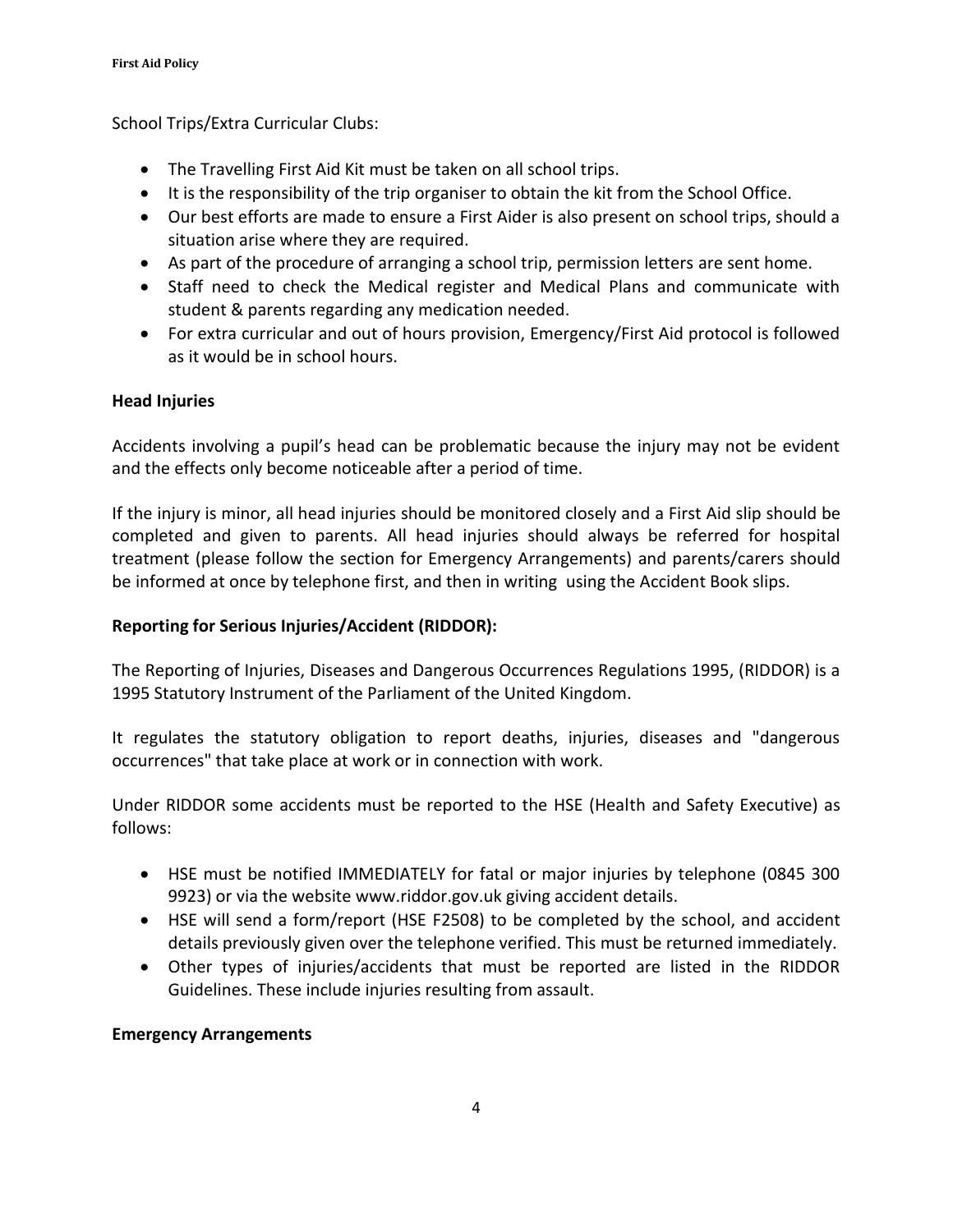School Trips/Extra Curricular Clubs:

- The Travelling First Aid Kit must be taken on all school trips.
- It is the responsibility of the trip organiser to obtain the kit from the School Office.
- Our best efforts are made to ensure a First Aider is also present on school trips, should a situation arise where they are required.
- As part of the procedure of arranging a school trip, permission letters are sent home.
- Staff need to check the Medical register and Medical Plans and communicate with student & parents regarding any medication needed.
- For extra curricular and out of hours provision, Emergency/First Aid protocol is followed as it would be in school hours.

**Head Injuries**

Accidents involving a pupil's head can be problematic because the injury may not be evident and the effects only become noticeable after a period of time.

If the injury is minor, all head injuries should be monitored closely and a First Aid slip should be completed and given to parents. All head injuries should always be referred for hospital treatment (please follow the section for Emergency Arrangements) and parents/carers should be informed at once by telephone first, and then in writing using the Accident Book slips.

**Reporting for Serious Injuries/Accident (RIDDOR):**

The Reporting of Injuries, Diseases and Dangerous Occurrences Regulations 1995, (RIDDOR) is a 1995 Statutory Instrument of the Parliament of the United Kingdom.

It regulates the statutory obligation to report deaths, injuries, diseases and "dangerous occurrences" that take place at work or in connection with work.

Under RIDDOR some accidents must be reported to the HSE (Health and Safety Executive) as follows:

- HSE must be notified IMMEDIATELY for fatal or major injuries by telephone (0845 300 9923) or via the website www.riddor.gov.uk giving accident details.
- HSE will send a form/report (HSE F2508) to be completed by the school, and accident details previously given over the telephone verified. This must be returned immediately.
- Other types of injuries/accidents that must be reported are listed in the RIDDOR Guidelines. These include injuries resulting from assault.

**Emergency Arrangements**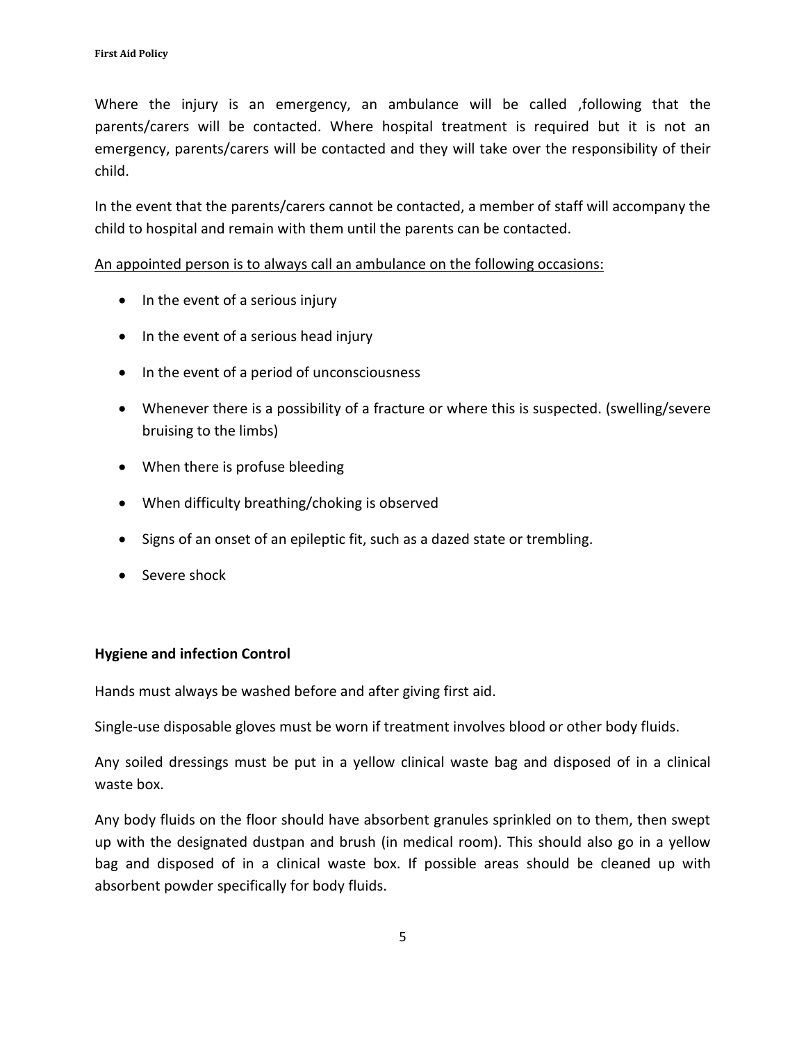Where the injury is an emergency, an ambulance will be called ,following that the parents/carers will be contacted. Where hospital treatment is required but it is not an emergency, parents/carers will be contacted and they will take over the responsibility of their child.

In the event that the parents/carers cannot be contacted, a member of staff will accompany the child to hospital and remain with them until the parents can be contacted.

<u>An appointed person is to always call an ambulance on the following occasions:</u>

- In the event of a serious injury
- In the event of a serious head injury
- In the event of a period of unconsciousness
- Whenever there is a possibility of a fracture or where this is suspected. (swelling/severe bruising to the limbs)
- When there is profuse bleeding
- When difficulty breathing/choking is observed
- Signs of an onset of an epileptic fit, such as a dazed state or trembling.
- Severe shock

**Hygiene and infection Control**

Hands must always be washed before and after giving first aid.

Single-use disposable gloves must be worn if treatment involves blood or other body fluids.

Any soiled dressings must be put in a yellow clinical waste bag and disposed of in a clinical waste box.

Any body fluids on the floor should have absorbent granules sprinkled on to them, then swept up with the designated dustpan and brush (in medical room). This should also go in a yellow bag and disposed of in a clinical waste box. If possible areas should be cleaned up with absorbent powder specifically for body fluids.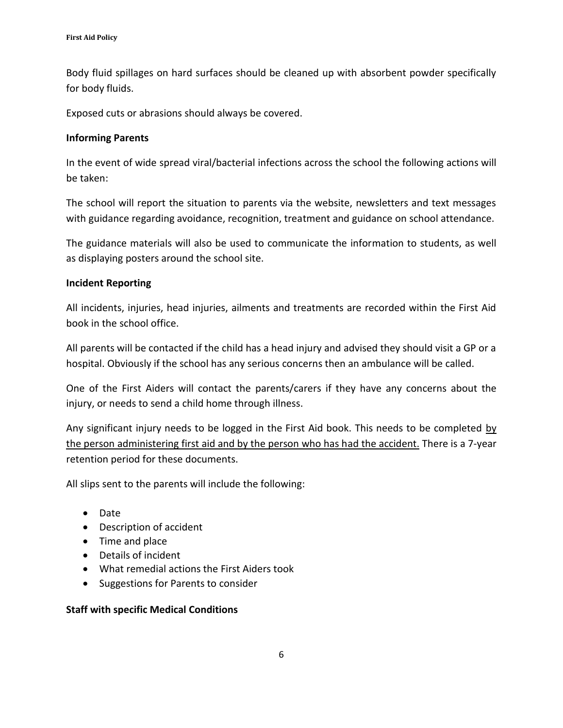Body fluid spillages on hard surfaces should be cleaned up with absorbent powder specifically for body fluids.

Exposed cuts or abrasions should always be covered.

**Informing Parents**

In the event of wide spread viral/bacterial infections across the school the following actions will be taken:

The school will report the situation to parents via the website, newsletters and text messages with guidance regarding avoidance, recognition, treatment and guidance on school attendance.

The guidance materials will also be used to communicate the information to students, as well as displaying posters around the school site.

**Incident Reporting**

All incidents, injuries, head injuries, ailments and treatments are recorded within the First Aid book in the school office.

All parents will be contacted if the child has a head injury and advised they should visit a GP or a hospital. Obviously if the school has any serious concerns then an ambulance will be called.

One of the First Aiders will contact the parents/carers if they have any concerns about the injury, or needs to send a child home through illness.

Any significant injury needs to be logged in the First Aid book. This needs to be completed <u>by the person administering first aid and by the person who has had the accident.</u> There is a 7-year retention period for these documents.

All slips sent to the parents will include the following:

- Date
- Description of accident
- Time and place
- Details of incident
- What remedial actions the First Aiders took
- Suggestions for Parents to consider

**Staff with specific Medical Conditions**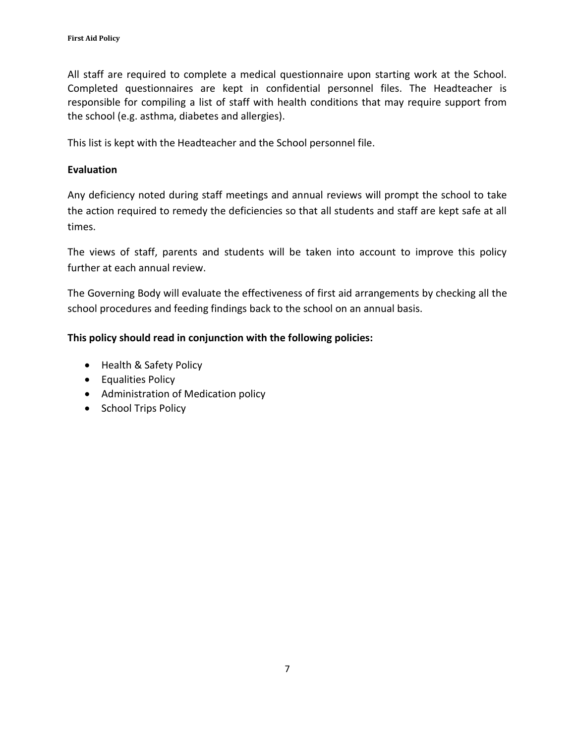All staff are required to complete a medical questionnaire upon starting work at the School. Completed questionnaires are kept in confidential personnel files. The Headteacher is responsible for compiling a list of staff with health conditions that may require support from the school (e.g. asthma, diabetes and allergies).

This list is kept with the Headteacher and the School personnel file.

**Evaluation**

Any deficiency noted during staff meetings and annual reviews will prompt the school to take the action required to remedy the deficiencies so that all students and staff are kept safe at all times.

The views of staff, parents and students will be taken into account to improve this policy further at each annual review.

The Governing Body will evaluate the effectiveness of first aid arrangements by checking all the school procedures and feeding findings back to the school on an annual basis.

**This policy should read in conjunction with the following policies:**

- Health & Safety Policy
- Equalities Policy
- Administration of Medication policy
- School Trips Policy